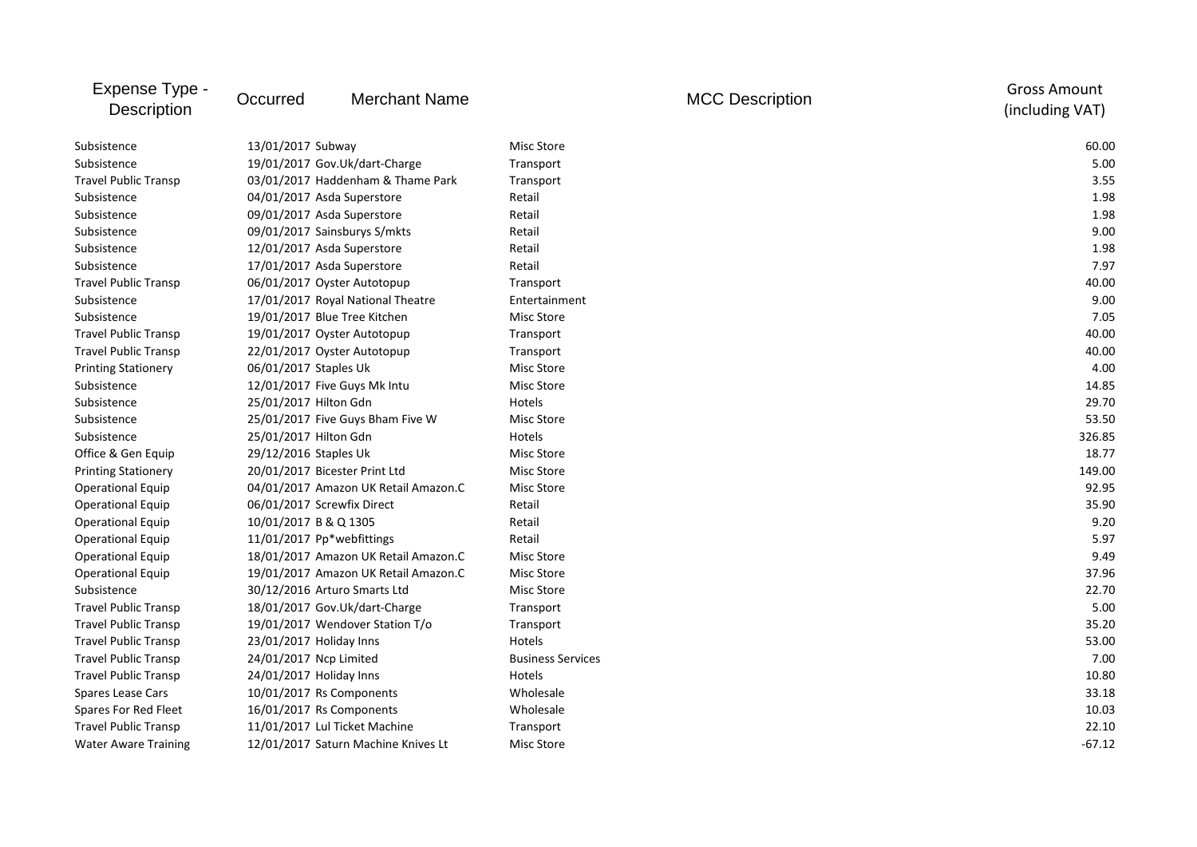| Expense Type - Description | Occurred | Merchant Name | MCC Description | Gross Amount (including VAT) |
|---|---|---|---|---|
| Subsistence | 13/01/2017 | Subway | Misc Store | 60.00 |
| Subsistence | 19/01/2017 | Gov.Uk/dart-Charge | Transport | 5.00 |
| Travel Public Transp | 03/01/2017 | Haddenham & Thame Park | Transport | 3.55 |
| Subsistence | 04/01/2017 | Asda Superstore | Retail | 1.98 |
| Subsistence | 09/01/2017 | Asda Superstore | Retail | 1.98 |
| Subsistence | 09/01/2017 | Sainsburys S/mkts | Retail | 9.00 |
| Subsistence | 12/01/2017 | Asda Superstore | Retail | 1.98 |
| Subsistence | 17/01/2017 | Asda Superstore | Retail | 7.97 |
| Travel Public Transp | 06/01/2017 | Oyster Autotopup | Transport | 40.00 |
| Subsistence | 17/01/2017 | Royal National Theatre | Entertainment | 9.00 |
| Subsistence | 19/01/2017 | Blue Tree Kitchen | Misc Store | 7.05 |
| Travel Public Transp | 19/01/2017 | Oyster Autotopup | Transport | 40.00 |
| Travel Public Transp | 22/01/2017 | Oyster Autotopup | Transport | 40.00 |
| Printing Stationery | 06/01/2017 | Staples Uk | Misc Store | 4.00 |
| Subsistence | 12/01/2017 | Five Guys Mk Intu | Misc Store | 14.85 |
| Subsistence | 25/01/2017 | Hilton Gdn | Hotels | 29.70 |
| Subsistence | 25/01/2017 | Five Guys Bham Five W | Misc Store | 53.50 |
| Subsistence | 25/01/2017 | Hilton Gdn | Hotels | 326.85 |
| Office & Gen Equip | 29/12/2016 | Staples Uk | Misc Store | 18.77 |
| Printing Stationery | 20/01/2017 | Bicester Print Ltd | Misc Store | 149.00 |
| Operational Equip | 04/01/2017 | Amazon UK Retail Amazon.C | Misc Store | 92.95 |
| Operational Equip | 06/01/2017 | Screwfix Direct | Retail | 35.90 |
| Operational Equip | 10/01/2017 | B & Q 1305 | Retail | 9.20 |
| Operational Equip | 11/01/2017 | Pp*webfittings | Retail | 5.97 |
| Operational Equip | 18/01/2017 | Amazon UK Retail Amazon.C | Misc Store | 9.49 |
| Operational Equip | 19/01/2017 | Amazon UK Retail Amazon.C | Misc Store | 37.96 |
| Subsistence | 30/12/2016 | Arturo Smarts Ltd | Misc Store | 22.70 |
| Travel Public Transp | 18/01/2017 | Gov.Uk/dart-Charge | Transport | 5.00 |
| Travel Public Transp | 19/01/2017 | Wendover Station T/o | Transport | 35.20 |
| Travel Public Transp | 23/01/2017 | Holiday Inns | Hotels | 53.00 |
| Travel Public Transp | 24/01/2017 | Ncp Limited | Business Services | 7.00 |
| Travel Public Transp | 24/01/2017 | Holiday Inns | Hotels | 10.80 |
| Spares Lease Cars | 10/01/2017 | Rs Components | Wholesale | 33.18 |
| Spares For Red Fleet | 16/01/2017 | Rs Components | Wholesale | 10.03 |
| Travel Public Transp | 11/01/2017 | Lul Ticket Machine | Transport | 22.10 |
| Water Aware Training | 12/01/2017 | Saturn Machine Knives Lt | Misc Store | -67.12 |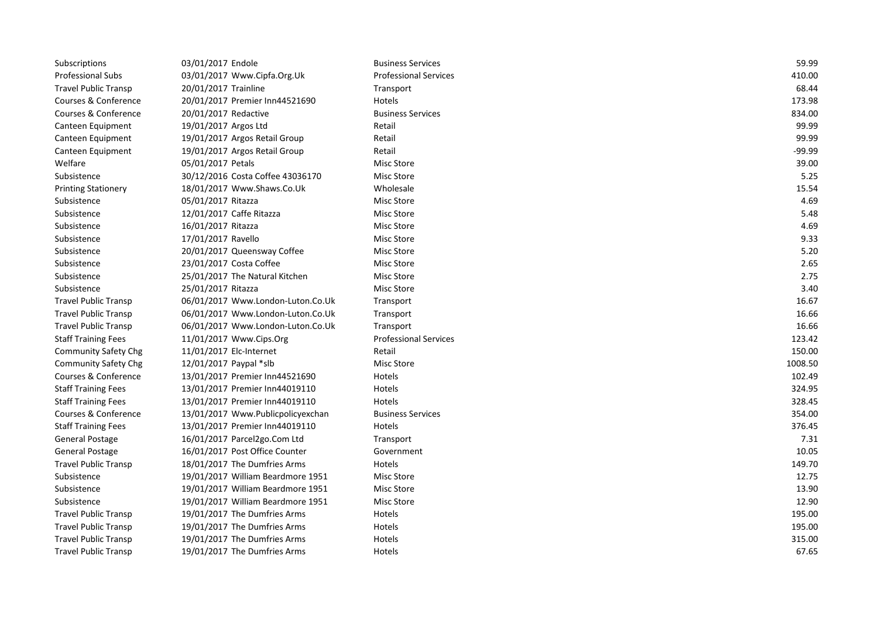| | | | | |
|---|---|---|---|---|
| Subscriptions | 03/01/2017 | Endole | Business Services | 59.99 |
| Professional Subs | 03/01/2017 | Www.Cipfa.Org.Uk | Professional Services | 410.00 |
| Travel Public Transp | 20/01/2017 | Trainline | Transport | 68.44 |
| Courses & Conference | 20/01/2017 | Premier Inn44521690 | Hotels | 173.98 |
| Courses & Conference | 20/01/2017 | Redactive | Business Services | 834.00 |
| Canteen Equipment | 19/01/2017 | Argos Ltd | Retail | 99.99 |
| Canteen Equipment | 19/01/2017 | Argos Retail Group | Retail | 99.99 |
| Canteen Equipment | 19/01/2017 | Argos Retail Group | Retail | -99.99 |
| Welfare | 05/01/2017 | Petals | Misc Store | 39.00 |
| Subsistence | 30/12/2016 | Costa Coffee 43036170 | Misc Store | 5.25 |
| Printing Stationery | 18/01/2017 | Www.Shaws.Co.Uk | Wholesale | 15.54 |
| Subsistence | 05/01/2017 | Ritazza | Misc Store | 4.69 |
| Subsistence | 12/01/2017 | Caffe Ritazza | Misc Store | 5.48 |
| Subsistence | 16/01/2017 | Ritazza | Misc Store | 4.69 |
| Subsistence | 17/01/2017 | Ravello | Misc Store | 9.33 |
| Subsistence | 20/01/2017 | Queensway Coffee | Misc Store | 5.20 |
| Subsistence | 23/01/2017 | Costa Coffee | Misc Store | 2.65 |
| Subsistence | 25/01/2017 | The Natural Kitchen | Misc Store | 2.75 |
| Subsistence | 25/01/2017 | Ritazza | Misc Store | 3.40 |
| Travel Public Transp | 06/01/2017 | Www.London-Luton.Co.Uk | Transport | 16.67 |
| Travel Public Transp | 06/01/2017 | Www.London-Luton.Co.Uk | Transport | 16.66 |
| Travel Public Transp | 06/01/2017 | Www.London-Luton.Co.Uk | Transport | 16.66 |
| Staff Training Fees | 11/01/2017 | Www.Cips.Org | Professional Services | 123.42 |
| Community Safety Chg | 11/01/2017 | Elc-Internet | Retail | 150.00 |
| Community Safety Chg | 12/01/2017 | Paypal *slb | Misc Store | 1008.50 |
| Courses & Conference | 13/01/2017 | Premier Inn44521690 | Hotels | 102.49 |
| Staff Training Fees | 13/01/2017 | Premier Inn44019110 | Hotels | 324.95 |
| Staff Training Fees | 13/01/2017 | Premier Inn44019110 | Hotels | 328.45 |
| Courses & Conference | 13/01/2017 | Www.Publicpolicyexchan | Business Services | 354.00 |
| Staff Training Fees | 13/01/2017 | Premier Inn44019110 | Hotels | 376.45 |
| General Postage | 16/01/2017 | Parcel2go.Com Ltd | Transport | 7.31 |
| General Postage | 16/01/2017 | Post Office Counter | Government | 10.05 |
| Travel Public Transp | 18/01/2017 | The Dumfries Arms | Hotels | 149.70 |
| Subsistence | 19/01/2017 | William Beardmore 1951 | Misc Store | 12.75 |
| Subsistence | 19/01/2017 | William Beardmore 1951 | Misc Store | 13.90 |
| Subsistence | 19/01/2017 | William Beardmore 1951 | Misc Store | 12.90 |
| Travel Public Transp | 19/01/2017 | The Dumfries Arms | Hotels | 195.00 |
| Travel Public Transp | 19/01/2017 | The Dumfries Arms | Hotels | 195.00 |
| Travel Public Transp | 19/01/2017 | The Dumfries Arms | Hotels | 315.00 |
| Travel Public Transp | 19/01/2017 | The Dumfries Arms | Hotels | 67.65 |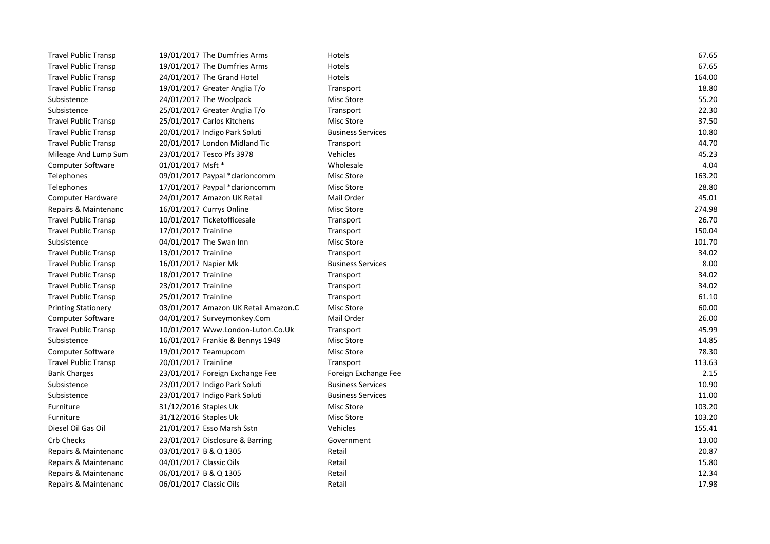| | | | | |
|---|---|---|---|---|
| Travel Public Transp | 19/01/2017 | The Dumfries Arms | Hotels | 67.65 |
| Travel Public Transp | 19/01/2017 | The Dumfries Arms | Hotels | 67.65 |
| Travel Public Transp | 24/01/2017 | The Grand Hotel | Hotels | 164.00 |
| Travel Public Transp | 19/01/2017 | Greater Anglia T/o | Transport | 18.80 |
| Subsistence | 24/01/2017 | The Woolpack | Misc Store | 55.20 |
| Subsistence | 25/01/2017 | Greater Anglia T/o | Transport | 22.30 |
| Travel Public Transp | 25/01/2017 | Carlos Kitchens | Misc Store | 37.50 |
| Travel Public Transp | 20/01/2017 | Indigo Park Soluti | Business Services | 10.80 |
| Travel Public Transp | 20/01/2017 | London Midland Tic | Transport | 44.70 |
| Mileage And Lump Sum | 23/01/2017 | Tesco Pfs 3978 | Vehicles | 45.23 |
| Computer Software | 01/01/2017 | Msft * | Wholesale | 4.04 |
| Telephones | 09/01/2017 | Paypal *clarioncomm | Misc Store | 163.20 |
| Telephones | 17/01/2017 | Paypal *clarioncomm | Misc Store | 28.80 |
| Computer Hardware | 24/01/2017 | Amazon UK Retail | Mail Order | 45.01 |
| Repairs & Maintenanc | 16/01/2017 | Currys Online | Misc Store | 274.98 |
| Travel Public Transp | 10/01/2017 | Ticketofficesale | Transport | 26.70 |
| Travel Public Transp | 17/01/2017 | Trainline | Transport | 150.04 |
| Subsistence | 04/01/2017 | The Swan Inn | Misc Store | 101.70 |
| Travel Public Transp | 13/01/2017 | Trainline | Transport | 34.02 |
| Travel Public Transp | 16/01/2017 | Napier Mk | Business Services | 8.00 |
| Travel Public Transp | 18/01/2017 | Trainline | Transport | 34.02 |
| Travel Public Transp | 23/01/2017 | Trainline | Transport | 34.02 |
| Travel Public Transp | 25/01/2017 | Trainline | Transport | 61.10 |
| Printing Stationery | 03/01/2017 | Amazon UK Retail Amazon.C | Misc Store | 60.00 |
| Computer Software | 04/01/2017 | Surveymonkey.Com | Mail Order | 26.00 |
| Travel Public Transp | 10/01/2017 | Www.London-Luton.Co.Uk | Transport | 45.99 |
| Subsistence | 16/01/2017 | Frankie & Bennys 1949 | Misc Store | 14.85 |
| Computer Software | 19/01/2017 | Teamupcom | Misc Store | 78.30 |
| Travel Public Transp | 20/01/2017 | Trainline | Transport | 113.63 |
| Bank Charges | 23/01/2017 | Foreign Exchange Fee | Foreign Exchange Fee | 2.15 |
| Subsistence | 23/01/2017 | Indigo Park Soluti | Business Services | 10.90 |
| Subsistence | 23/01/2017 | Indigo Park Soluti | Business Services | 11.00 |
| Furniture | 31/12/2016 | Staples Uk | Misc Store | 103.20 |
| Furniture | 31/12/2016 | Staples Uk | Misc Store | 103.20 |
| Diesel Oil Gas Oil | 21/01/2017 | Esso Marsh Sstn | Vehicles | 155.41 |
| Crb Checks | 23/01/2017 | Disclosure & Barring | Government | 13.00 |
| Repairs & Maintenanc | 03/01/2017 | B & Q 1305 | Retail | 20.87 |
| Repairs & Maintenanc | 04/01/2017 | Classic Oils | Retail | 15.80 |
| Repairs & Maintenanc | 06/01/2017 | B & Q 1305 | Retail | 12.34 |
| Repairs & Maintenanc | 06/01/2017 | Classic Oils | Retail | 17.98 |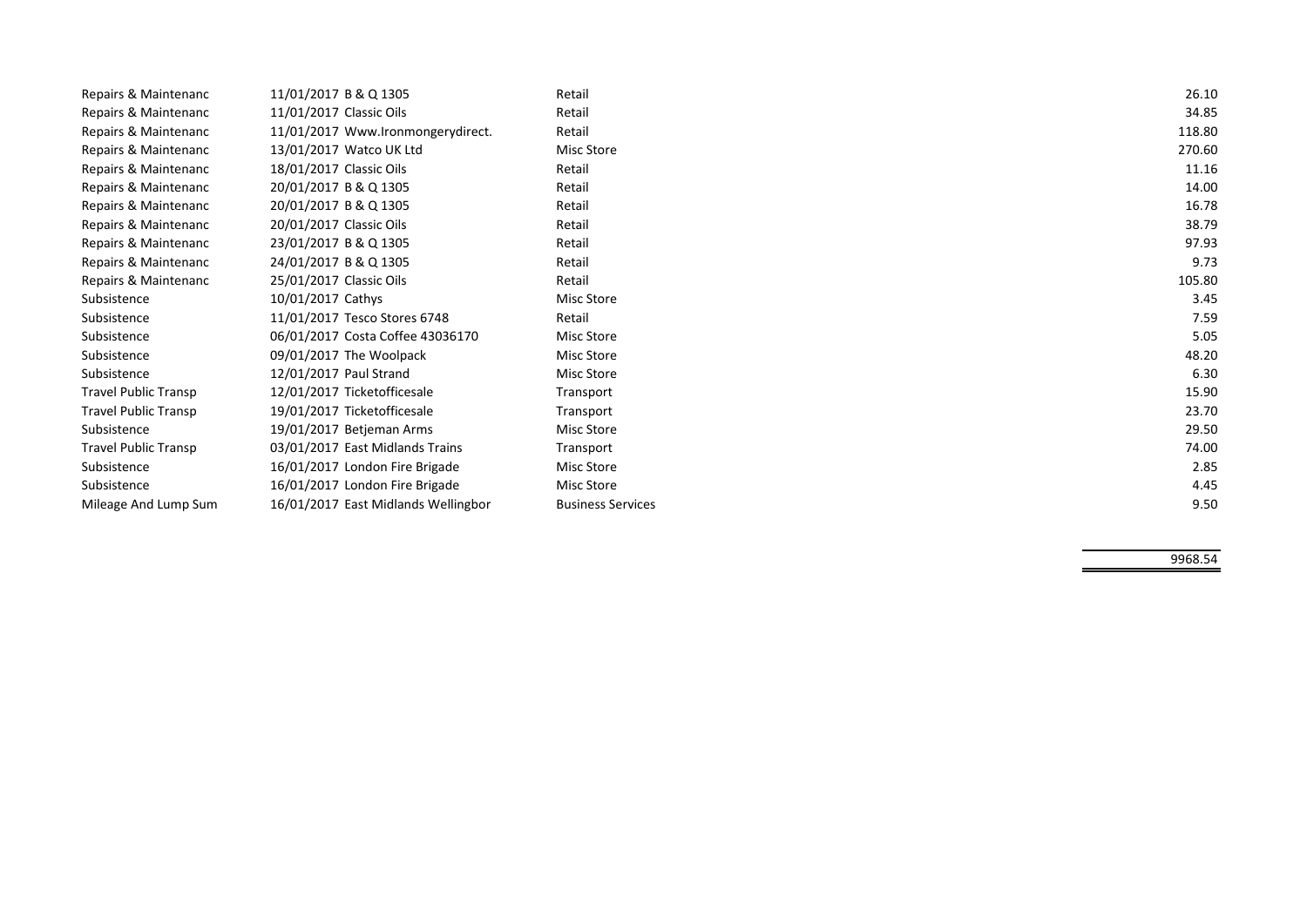| | | | | |
|---|---|---|---|---|
| Repairs & Maintenanc | 11/01/2017 | B & Q 1305 | Retail | 26.10 |
| Repairs & Maintenanc | 11/01/2017 | Classic Oils | Retail | 34.85 |
| Repairs & Maintenanc | 11/01/2017 | Www.Ironmongerydirect. | Retail | 118.80 |
| Repairs & Maintenanc | 13/01/2017 | Watco UK Ltd | Misc Store | 270.60 |
| Repairs & Maintenanc | 18/01/2017 | Classic Oils | Retail | 11.16 |
| Repairs & Maintenanc | 20/01/2017 | B & Q 1305 | Retail | 14.00 |
| Repairs & Maintenanc | 20/01/2017 | B & Q 1305 | Retail | 16.78 |
| Repairs & Maintenanc | 20/01/2017 | Classic Oils | Retail | 38.79 |
| Repairs & Maintenanc | 23/01/2017 | B & Q 1305 | Retail | 97.93 |
| Repairs & Maintenanc | 24/01/2017 | B & Q 1305 | Retail | 9.73 |
| Repairs & Maintenanc | 25/01/2017 | Classic Oils | Retail | 105.80 |
| Subsistence | 10/01/2017 | Cathys | Misc Store | 3.45 |
| Subsistence | 11/01/2017 | Tesco Stores 6748 | Retail | 7.59 |
| Subsistence | 06/01/2017 | Costa Coffee 43036170 | Misc Store | 5.05 |
| Subsistence | 09/01/2017 | The Woolpack | Misc Store | 48.20 |
| Subsistence | 12/01/2017 | Paul Strand | Misc Store | 6.30 |
| Travel Public Transp | 12/01/2017 | Ticketofficesale | Transport | 15.90 |
| Travel Public Transp | 19/01/2017 | Ticketofficesale | Transport | 23.70 |
| Subsistence | 19/01/2017 | Betjeman Arms | Misc Store | 29.50 |
| Travel Public Transp | 03/01/2017 | East Midlands Trains | Transport | 74.00 |
| Subsistence | 16/01/2017 | London Fire Brigade | Misc Store | 2.85 |
| Subsistence | 16/01/2017 | London Fire Brigade | Misc Store | 4.45 |
| Mileage And Lump Sum | 16/01/2017 | East Midlands Wellingbor | Business Services | 9.50 |
| | | | | 9968.54 |